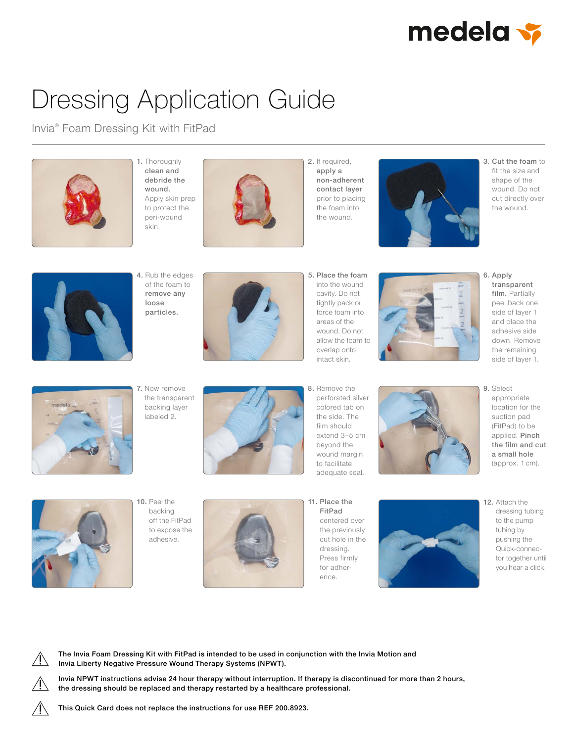# Dressing Application Guide

Invia® Foam Dressing Kit with FitPad

1. Thoroughly **clean and debride the wound.** Apply skin prep to protect the peri-wound skin.

2. If required, **apply a non-adherent contact layer** prior to placing the foam into the wound.

3. **Cut the foam** to fit the size and shape of the wound. Do not cut directly over the wound.

4. Rub the edges of the foam to **remove any loose particles.**

5. **Place the foam** into the wound cavity. Do not tightly pack or force foam into areas of the wound. Do not allow the foam to overlap onto intact skin.

6. **Apply transparent film.** Partially peel back one side of layer 1 and place the adhesive side down. Remove the remaining side of layer 1.

7. Now remove the transparent backing layer labeled 2.

8. Remove the perforated silver colored tab on the side. The film should extend 3–5 cm beyond the wound margin to facilitate adequate seal.

9. Select appropriate location for the suction pad (FitPad) to be applied. **Pinch the film and cut a small hole** (approx. 1 cm).

10. Peel the backing off the FitPad to expose the adhesive.

11. **Place the FitPad** centered over the previously cut hole in the dressing. Press firmly for adherence.

12. Attach the dressing tubing to the pump tubing by pushing the Quick-connector together until you hear a click.

⚠ **The Invia Foam Dressing Kit with FitPad is intended to be used in conjunction with the Invia Motion and Invia Liberty Negative Pressure Wound Therapy Systems (NPWT).**

⚠ **Invia NPWT instructions advise 24 hour therapy without interruption. If therapy is discontinued for more than 2 hours, the dressing should be replaced and therapy restarted by a healthcare professional.**

⚠ **This Quick Card does not replace the instructions for use REF 200.8923.**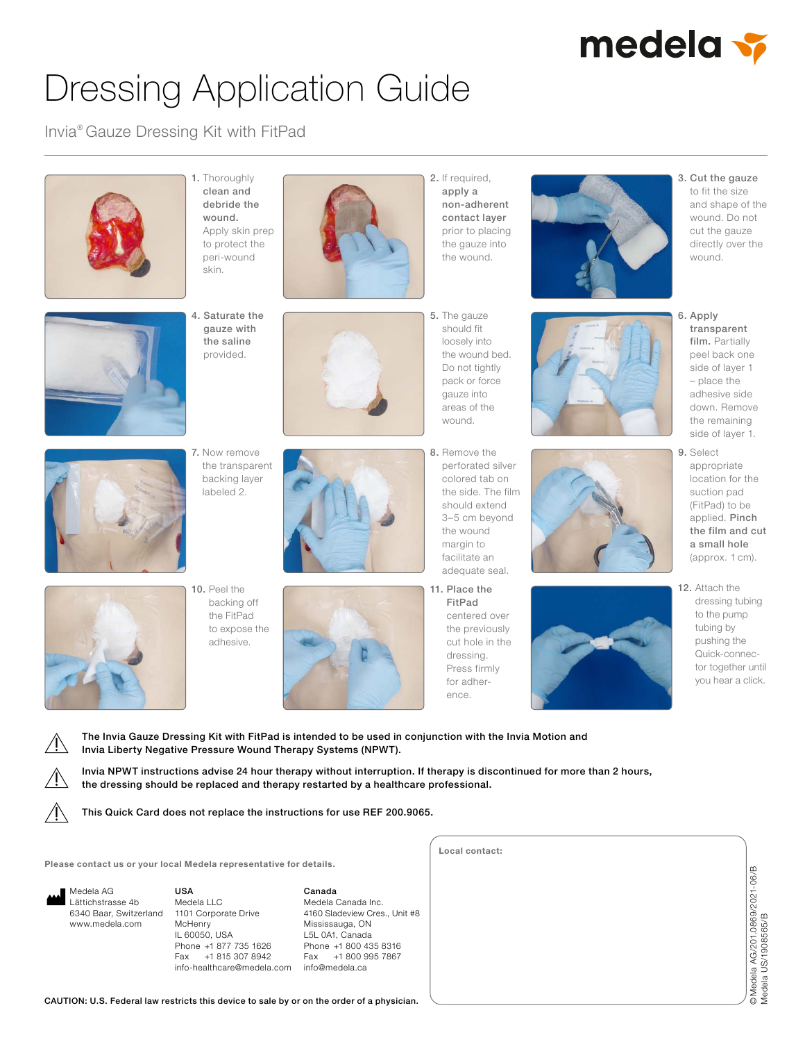medela

# Dressing Application Guide

Invia® Gauze Dressing Kit with FitPad

1. Thoroughly **clean and debride the wound.** Apply skin prep to protect the peri-wound skin.

2. If required, **apply a non-adherent contact layer** prior to placing the gauze into the wound.

3. **Cut the gauze** to fit the size and shape of the wound. Do not cut the gauze directly over the wound.

4. **Saturate the gauze with the saline** provided.

5. The gauze should fit loosely into the wound bed. Do not tightly pack or force gauze into areas of the wound.

6. **Apply transparent film.** Partially peel back one side of layer 1 – place the adhesive side down. Remove the remaining side of layer 1.

7. Now remove the transparent backing layer labeled 2.

8. Remove the perforated silver colored tab on the side. The film should extend 3–5 cm beyond the wound margin to facilitate an adequate seal.

9. Select appropriate location for the suction pad (FitPad) to be applied. **Pinch the film and cut a small hole** (approx. 1 cm).

10. Peel the backing off the FitPad to expose the adhesive.

11. **Place the FitPad** centered over the previously cut hole in the dressing. Press firmly for adherence.

12. Attach the dressing tubing to the pump tubing by pushing the Quick-connector together until you hear a click.

⚠ **The Invia Gauze Dressing Kit with FitPad is intended to be used in conjunction with the Invia Motion and Invia Liberty Negative Pressure Wound Therapy Systems (NPWT).**

⚠ **Invia NPWT instructions advise 24 hour therapy without interruption. If therapy is discontinued for more than 2 hours, the dressing should be replaced and therapy restarted by a healthcare professional.**

⚠ **This Quick Card does not replace the instructions for use REF 200.9065.**

**Please contact us or your local Medela representative for details.**

Medela AG
Lättichstrasse 4b
6340 Baar, Switzerland
www.medela.com

**USA**
Medela LLC
1101 Corporate Drive
McHenry
IL 60050, USA
Phone +1 877 735 1626
Fax +1 815 307 8942
info-healthcare@medela.com

**Canada**
Medela Canada Inc.
4160 Sladeview Cres., Unit #8
Mississauga, ON
L5L 0A1, Canada
Phone +1 800 435 8316
Fax +1 800 995 7867
info@medela.ca

**Local contact:**

**CAUTION: U.S. Federal law restricts this device to sale by or on the order of a physician.**

©Medela AG/201.0869/2021-06/B
Medela US/1908565/B